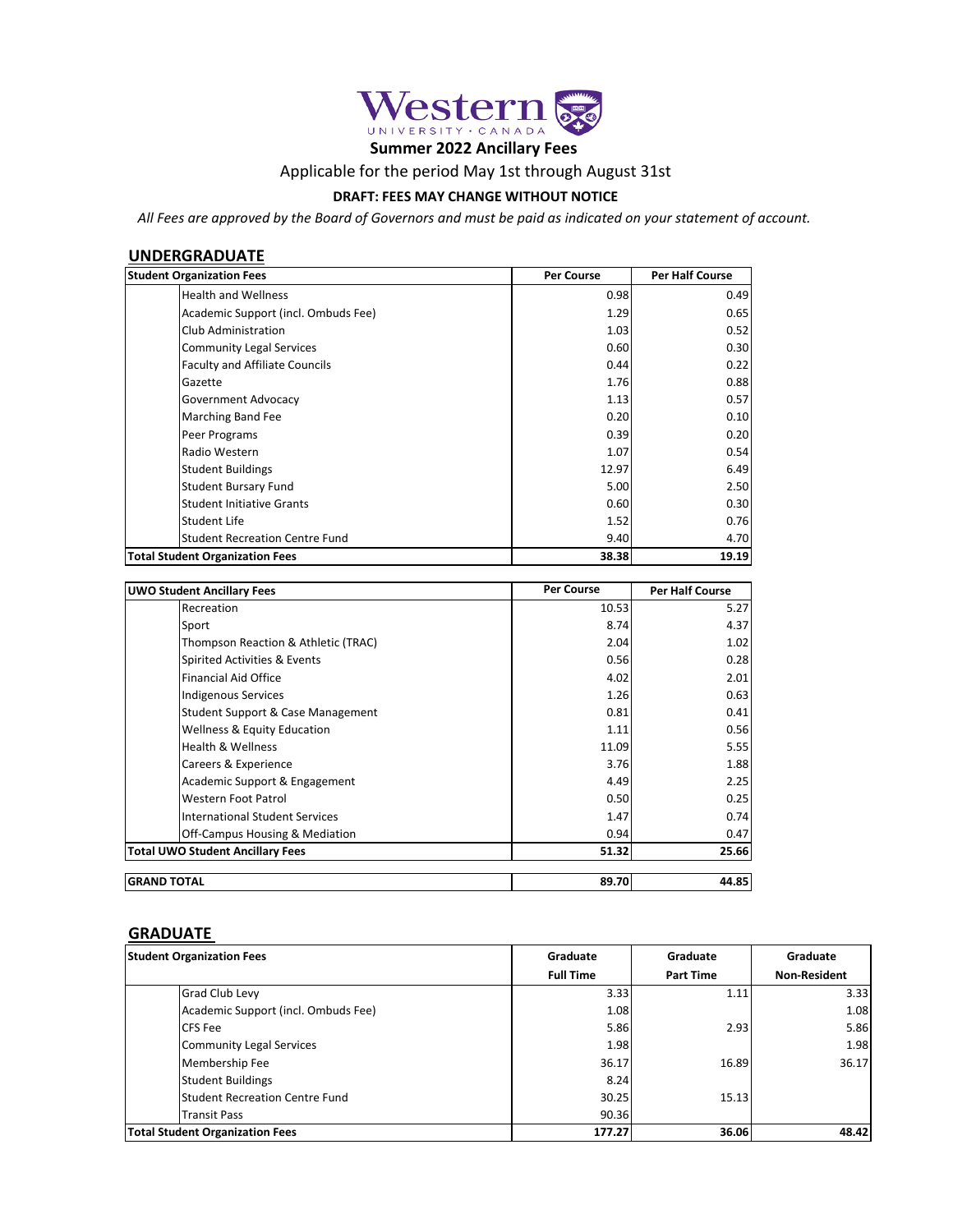Western University · Canada

# Summer 2022 Ancillary Fees

Applicable for the period May 1st through August 31st

**DRAFT: FEES MAY CHANGE WITHOUT NOTICE**

*All Fees are approved by the Board of Governors and must be paid as indicated on your statement of account.*

## UNDERGRADUATE

| Student Organization Fees | Per Course | Per Half Course |
|---|---|---|
| Health and Wellness | 0.98 | 0.49 |
| Academic Support (incl. Ombuds Fee) | 1.29 | 0.65 |
| Club Administration | 1.03 | 0.52 |
| Community Legal Services | 0.60 | 0.30 |
| Faculty and Affiliate Councils | 0.44 | 0.22 |
| Gazette | 1.76 | 0.88 |
| Government Advocacy | 1.13 | 0.57 |
| Marching Band Fee | 0.20 | 0.10 |
| Peer Programs | 0.39 | 0.20 |
| Radio Western | 1.07 | 0.54 |
| Student Buildings | 12.97 | 6.49 |
| Student Bursary Fund | 5.00 | 2.50 |
| Student Initiative Grants | 0.60 | 0.30 |
| Student Life | 1.52 | 0.76 |
| Student Recreation Centre Fund | 9.40 | 4.70 |
| **Total Student Organization Fees** | **38.38** | **19.19** |

| UWO Student Ancillary Fees | Per Course | Per Half Course |
|---|---|---|
| Recreation | 10.53 | 5.27 |
| Sport | 8.74 | 4.37 |
| Thompson Reaction & Athletic (TRAC) | 2.04 | 1.02 |
| Spirited Activities & Events | 0.56 | 0.28 |
| Financial Aid Office | 4.02 | 2.01 |
| Indigenous Services | 1.26 | 0.63 |
| Student Support & Case Management | 0.81 | 0.41 |
| Wellness & Equity Education | 1.11 | 0.56 |
| Health & Wellness | 11.09 | 5.55 |
| Careers & Experience | 3.76 | 1.88 |
| Academic Support & Engagement | 4.49 | 2.25 |
| Western Foot Patrol | 0.50 | 0.25 |
| International Student Services | 1.47 | 0.74 |
| Off-Campus Housing & Mediation | 0.94 | 0.47 |
| **Total UWO Student Ancillary Fees** | **51.32** | **25.66** |
| **GRAND TOTAL** | **89.70** | **44.85** |

## GRADUATE

| Student Organization Fees | Graduate Full Time | Graduate Part Time | Graduate Non-Resident |
|---|---|---|---|
| Grad Club Levy | 3.33 | 1.11 | 3.33 |
| Academic Support (incl. Ombuds Fee) | 1.08 | | 1.08 |
| CFS Fee | 5.86 | 2.93 | 5.86 |
| Community Legal Services | 1.98 | | 1.98 |
| Membership Fee | 36.17 | 16.89 | 36.17 |
| Student Buildings | 8.24 | | |
| Student Recreation Centre Fund | 30.25 | 15.13 | |
| Transit Pass | 90.36 | | |
| **Total Student Organization Fees** | **177.27** | **36.06** | **48.42** |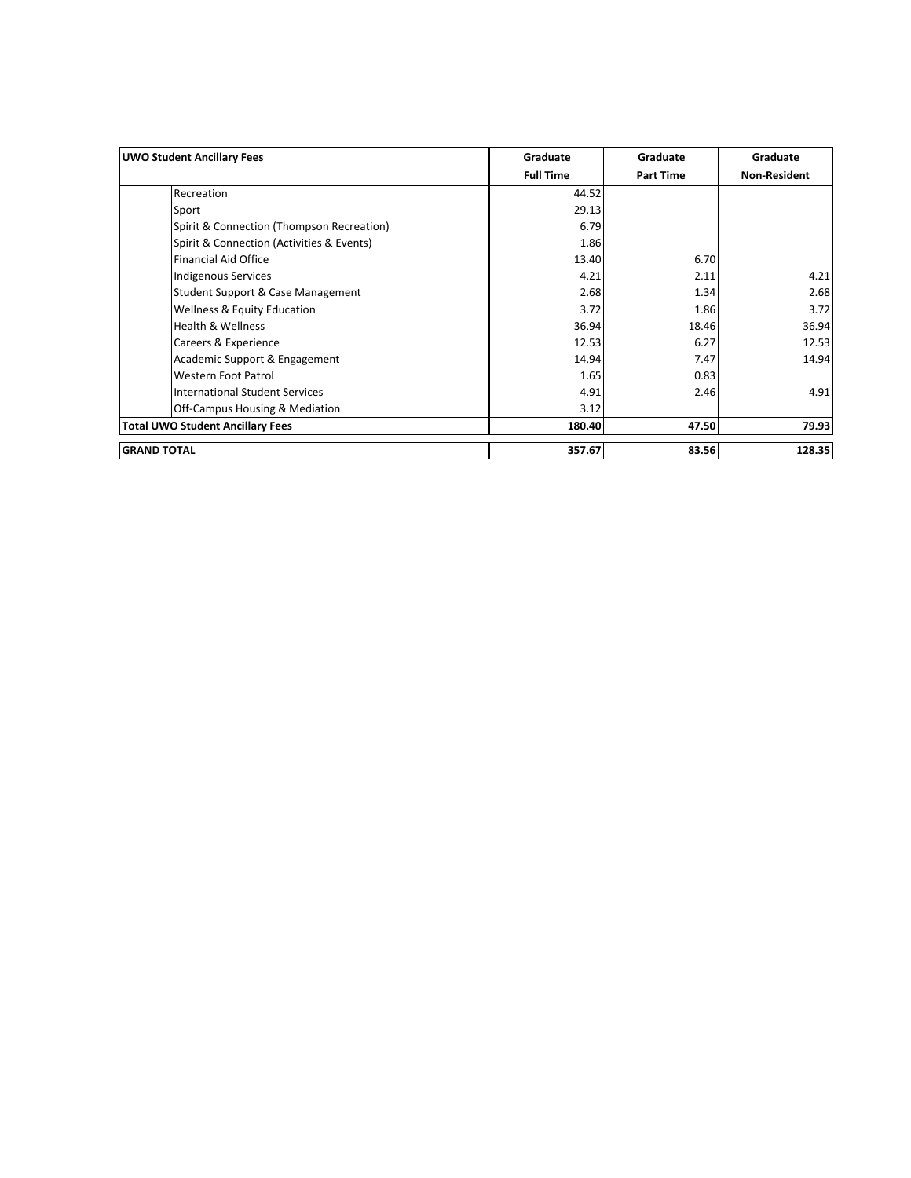| UWO Student Ancillary Fees | Graduate Full Time | Graduate Part Time | Graduate Non-Resident |
|---|---|---|---|
| Recreation | 44.52 | | |
| Sport | 29.13 | | |
| Spirit & Connection (Thompson Recreation) | 6.79 | | |
| Spirit & Connection (Activities & Events) | 1.86 | | |
| Financial Aid Office | 13.40 | 6.70 | |
| Indigenous Services | 4.21 | 2.11 | 4.21 |
| Student Support & Case Management | 2.68 | 1.34 | 2.68 |
| Wellness & Equity Education | 3.72 | 1.86 | 3.72 |
| Health & Wellness | 36.94 | 18.46 | 36.94 |
| Careers & Experience | 12.53 | 6.27 | 12.53 |
| Academic Support & Engagement | 14.94 | 7.47 | 14.94 |
| Western Foot Patrol | 1.65 | 0.83 | |
| International Student Services | 4.91 | 2.46 | 4.91 |
| Off-Campus Housing & Mediation | 3.12 | | |
| **Total UWO Student Ancillary Fees** | **180.40** | **47.50** | **79.93** |
| **GRAND TOTAL** | **357.67** | **83.56** | **128.35** |